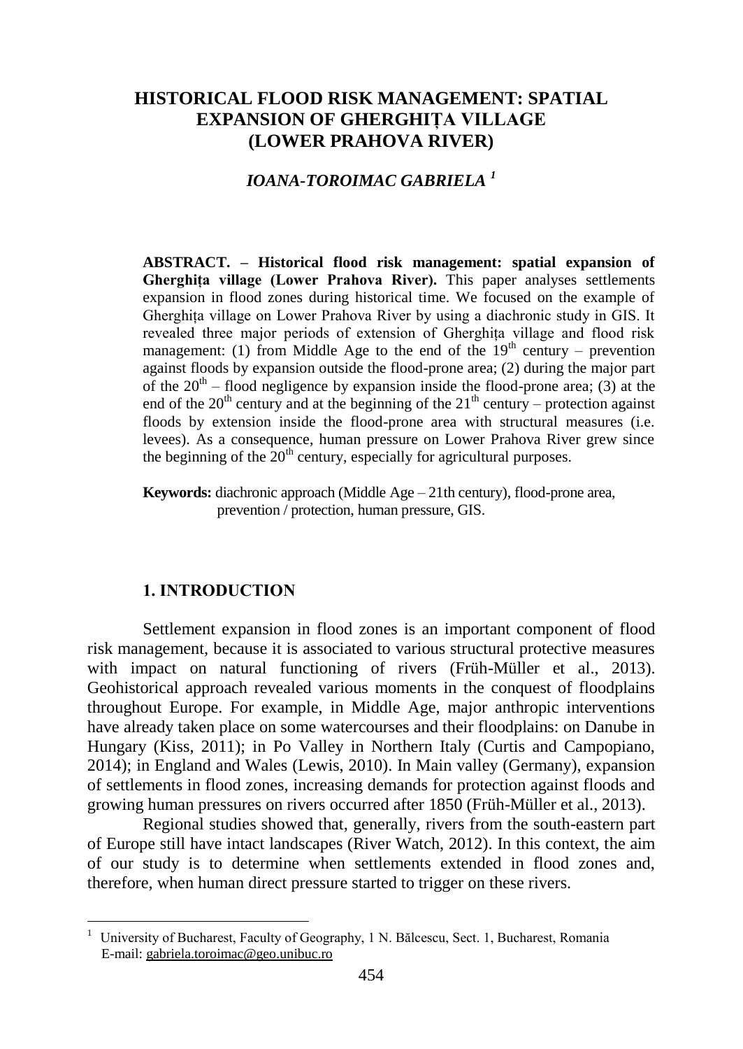# HISTORICAL FLOOD RISK MANAGEMENT: SPATIAL EXPANSION OF GHERGHIȚA VILLAGE (LOWER PRAHOVA RIVER)

***IOANA-TOROIMAC GABRIELA*** [1]

**ABSTRACT. – Historical flood risk management: spatial expansion of Gherghița village (Lower Prahova River).** This paper analyses settlements expansion in flood zones during historical time. We focused on the example of Gherghița village on Lower Prahova River by using a diachronic study in GIS. It revealed three major periods of extension of Gherghița village and flood risk management: (1) from Middle Age to the end of the $19^{th}$ century – prevention against floods by expansion outside the flood-prone area; (2) during the major part of the $20^{th}$ – flood negligence by expansion inside the flood-prone area; (3) at the end of the $20^{th}$ century and at the beginning of the $21^{th}$ century – protection against floods by extension inside the flood-prone area with structural measures (i.e. levees). As a consequence, human pressure on Lower Prahova River grew since the beginning of the $20^{th}$ century, especially for agricultural purposes.

**Keywords:** diachronic approach (Middle Age – 21th century), flood-prone area, prevention / protection, human pressure, GIS.

## 1. INTRODUCTION

Settlement expansion in flood zones is an important component of flood risk management, because it is associated to various structural protective measures with impact on natural functioning of rivers (Früh-Müller et al., 2013). Geohistorical approach revealed various moments in the conquest of floodplains throughout Europe. For example, in Middle Age, major anthropic interventions have already taken place on some watercourses and their floodplains: on Danube in Hungary (Kiss, 2011); in Po Valley in Northern Italy (Curtis and Campopiano, 2014); in England and Wales (Lewis, 2010). In Main valley (Germany), expansion of settlements in flood zones, increasing demands for protection against floods and growing human pressures on rivers occurred after 1850 (Früh-Müller et al., 2013).

Regional studies showed that, generally, rivers from the south-eastern part of Europe still have intact landscapes (River Watch, 2012). In this context, the aim of our study is to determine when settlements extended in flood zones and, therefore, when human direct pressure started to trigger on these rivers.

[1] University of Bucharest, Faculty of Geography, 1 N. Bălcescu, Sect. 1, Bucharest, Romania
E-mail: gabriela.toroimac@geo.unibuc.ro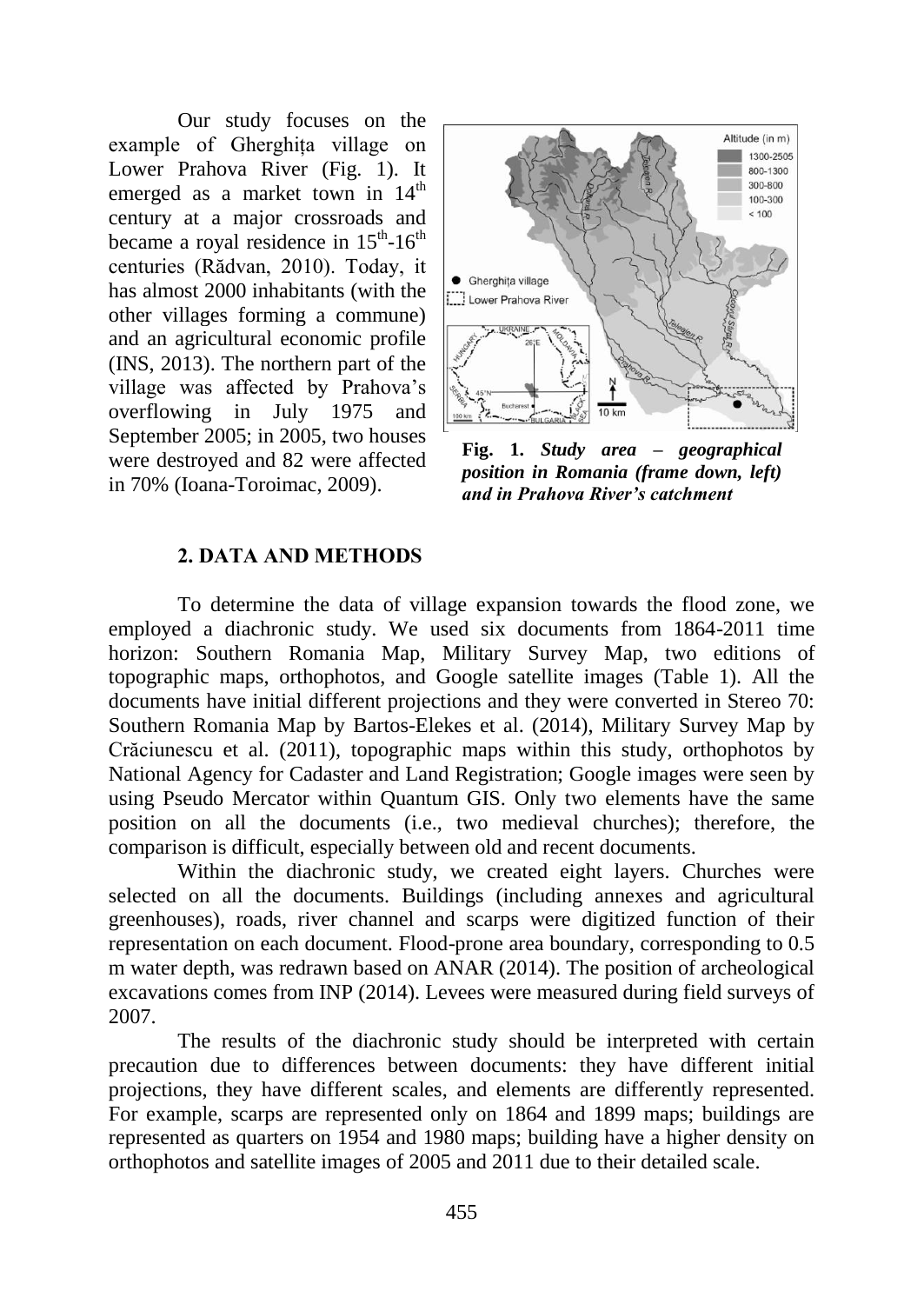Our study focuses on the example of Gherghița village on Lower Prahova River (Fig. 1). It emerged as a market town in $14^{th}$ century at a major crossroads and became a royal residence in $15^{th}$-$16^{th}$ centuries (Rădvan, 2010). Today, it has almost 2000 inhabitants (with the other villages forming a commune) and an agricultural economic profile (INS, 2013). The northern part of the village was affected by Prahova's overflowing in July 1975 and September 2005; in 2005, two houses were destroyed and 82 were affected in 70% (Ioana-Toroimac, 2009).

**Fig. 1.** ***Study area – geographical position in Romania (frame down, left) and in Prahova River's catchment***

## 2. DATA AND METHODS

To determine the data of village expansion towards the flood zone, we employed a diachronic study. We used six documents from 1864-2011 time horizon: Southern Romania Map, Military Survey Map, two editions of topographic maps, orthophotos, and Google satellite images (Table 1). All the documents have initial different projections and they were converted in Stereo 70: Southern Romania Map by Bartos-Elekes et al. (2014), Military Survey Map by Crăciunescu et al. (2011), topographic maps within this study, orthophotos by National Agency for Cadaster and Land Registration; Google images were seen by using Pseudo Mercator within Quantum GIS. Only two elements have the same position on all the documents (i.e., two medieval churches); therefore, the comparison is difficult, especially between old and recent documents.

Within the diachronic study, we created eight layers. Churches were selected on all the documents. Buildings (including annexes and agricultural greenhouses), roads, river channel and scarps were digitized function of their representation on each document. Flood-prone area boundary, corresponding to 0.5 m water depth, was redrawn based on ANAR (2014). The position of archeological excavations comes from INP (2014). Levees were measured during field surveys of 2007.

The results of the diachronic study should be interpreted with certain precaution due to differences between documents: they have different initial projections, they have different scales, and elements are differently represented. For example, scarps are represented only on 1864 and 1899 maps; buildings are represented as quarters on 1954 and 1980 maps; building have a higher density on orthophotos and satellite images of 2005 and 2011 due to their detailed scale.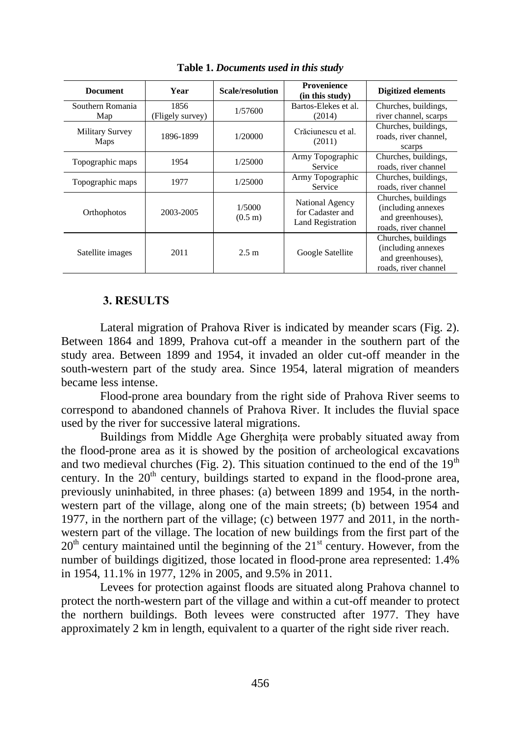**Table 1.** ***Documents used in this study***

| Document | Year | Scale/resolution | Provenience (in this study) | Digitized elements |
|---|---|---|---|---|
| Southern Romania Map | 1856 (Fligely survey) | 1/57600 | Bartos-Elekes et al. (2014) | Churches, buildings, river channel, scarps |
| Military Survey Maps | 1896-1899 | 1/20000 | Crăciunescu et al. (2011) | Churches, buildings, roads, river channel, scarps |
| Topographic maps | 1954 | 1/25000 | Army Topographic Service | Churches, buildings, roads, river channel |
| Topographic maps | 1977 | 1/25000 | Army Topographic Service | Churches, buildings, roads, river channel |
| Orthophotos | 2003-2005 | 1/5000 (0.5 m) | National Agency for Cadaster and Land Registration | Churches, buildings (including annexes and greenhouses), roads, river channel |
| Satellite images | 2011 | 2.5 m | Google Satellite | Churches, buildings (including annexes and greenhouses), roads, river channel |

## 3. RESULTS

Lateral migration of Prahova River is indicated by meander scars (Fig. 2). Between 1864 and 1899, Prahova cut-off a meander in the southern part of the study area. Between 1899 and 1954, it invaded an older cut-off meander in the south-western part of the study area. Since 1954, lateral migration of meanders became less intense.

Flood-prone area boundary from the right side of Prahova River seems to correspond to abandoned channels of Prahova River. It includes the fluvial space used by the river for successive lateral migrations.

Buildings from Middle Age Gherghița were probably situated away from the flood-prone area as it is showed by the position of archeological excavations and two medieval churches (Fig. 2). This situation continued to the end of the 19th century. In the 20th century, buildings started to expand in the flood-prone area, previously uninhabited, in three phases: (a) between 1899 and 1954, in the north-western part of the village, along one of the main streets; (b) between 1954 and 1977, in the northern part of the village; (c) between 1977 and 2011, in the north-western part of the village. The location of new buildings from the first part of the 20th century maintained until the beginning of the 21st century. However, from the number of buildings digitized, those located in flood-prone area represented: 1.4% in 1954, 11.1% in 1977, 12% in 2005, and 9.5% in 2011.

Levees for protection against floods are situated along Prahova channel to protect the north-western part of the village and within a cut-off meander to protect the northern buildings. Both levees were constructed after 1977. They have approximately 2 km in length, equivalent to a quarter of the right side river reach.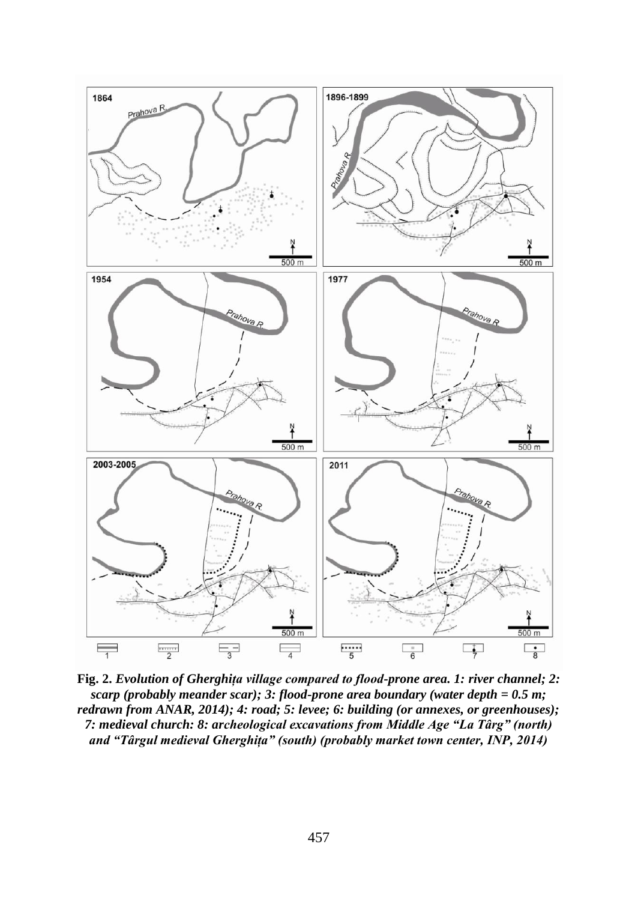**Fig. 2.** *Evolution of Gherghița village compared to flood-prone area. 1: river channel; 2: scarp (probably meander scar); 3: flood-prone area boundary (water depth = 0.5 m; redrawn from ANAR, 2014); 4: road; 5: levee; 6: building (or annexes, or greenhouses); 7: medieval church: 8: archeological excavations from Middle Age "La Târg" (north) and "Târgul medieval Gherghița" (south) (probably market town center, INP, 2014)*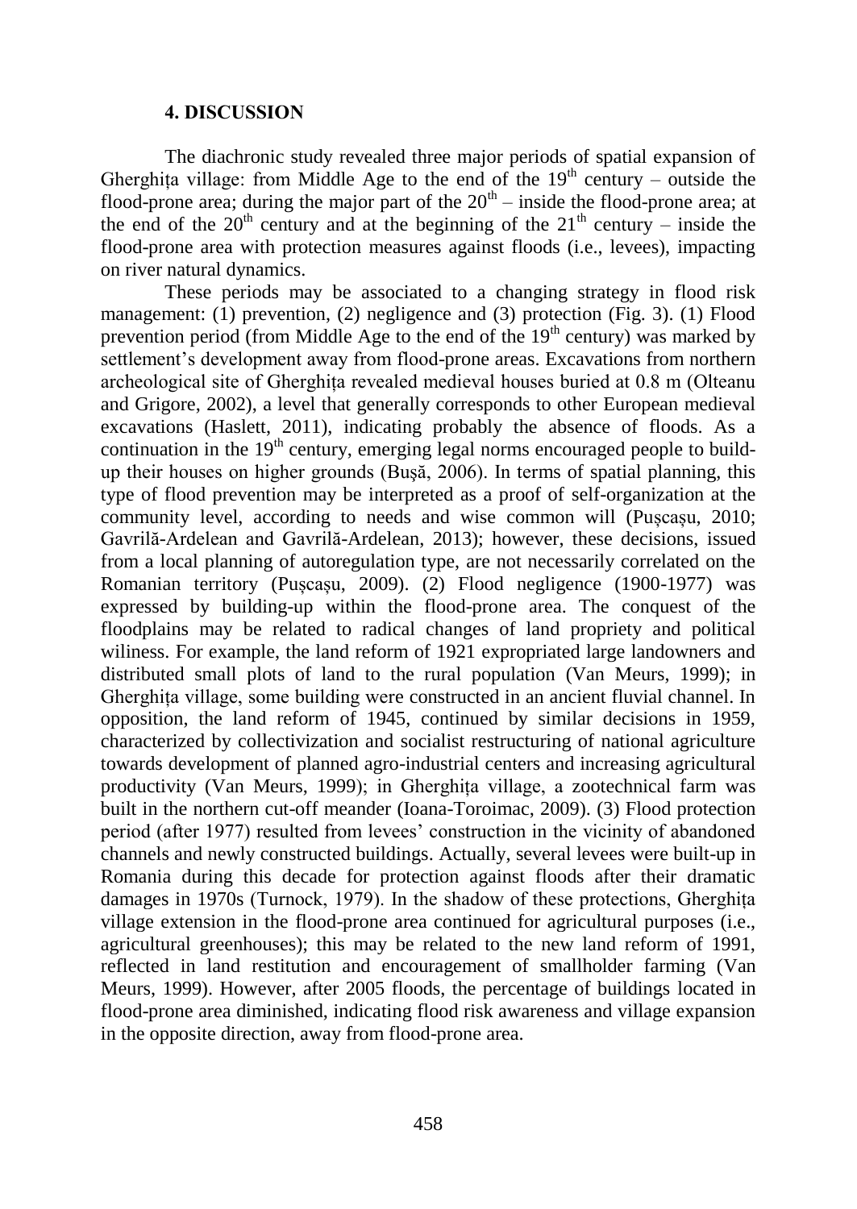### 4. DISCUSSION

The diachronic study revealed three major periods of spatial expansion of Gherghița village: from Middle Age to the end of the 19th century – outside the flood-prone area; during the major part of the 20th – inside the flood-prone area; at the end of the 20th century and at the beginning of the 21th century – inside the flood-prone area with protection measures against floods (i.e., levees), impacting on river natural dynamics.

These periods may be associated to a changing strategy in flood risk management: (1) prevention, (2) negligence and (3) protection (Fig. 3). (1) Flood prevention period (from Middle Age to the end of the 19th century) was marked by settlement's development away from flood-prone areas. Excavations from northern archeological site of Gherghița revealed medieval houses buried at 0.8 m (Olteanu and Grigore, 2002), a level that generally corresponds to other European medieval excavations (Haslett, 2011), indicating probably the absence of floods. As a continuation in the 19th century, emerging legal norms encouraged people to build-up their houses on higher grounds (Bușă, 2006). In terms of spatial planning, this type of flood prevention may be interpreted as a proof of self-organization at the community level, according to needs and wise common will (Pușcașu, 2010; Gavrilă-Ardelean and Gavrilă-Ardelean, 2013); however, these decisions, issued from a local planning of autoregulation type, are not necessarily correlated on the Romanian territory (Pușcașu, 2009). (2) Flood negligence (1900-1977) was expressed by building-up within the flood-prone area. The conquest of the floodplains may be related to radical changes of land propriety and political wiliness. For example, the land reform of 1921 expropriated large landowners and distributed small plots of land to the rural population (Van Meurs, 1999); in Gherghița village, some building were constructed in an ancient fluvial channel. In opposition, the land reform of 1945, continued by similar decisions in 1959, characterized by collectivization and socialist restructuring of national agriculture towards development of planned agro-industrial centers and increasing agricultural productivity (Van Meurs, 1999); in Gherghița village, a zootechnical farm was built in the northern cut-off meander (Ioana-Toroimac, 2009). (3) Flood protection period (after 1977) resulted from levees' construction in the vicinity of abandoned channels and newly constructed buildings. Actually, several levees were built-up in Romania during this decade for protection against floods after their dramatic damages in 1970s (Turnock, 1979). In the shadow of these protections, Gherghița village extension in the flood-prone area continued for agricultural purposes (i.e., agricultural greenhouses); this may be related to the new land reform of 1991, reflected in land restitution and encouragement of smallholder farming (Van Meurs, 1999). However, after 2005 floods, the percentage of buildings located in flood-prone area diminished, indicating flood risk awareness and village expansion in the opposite direction, away from flood-prone area.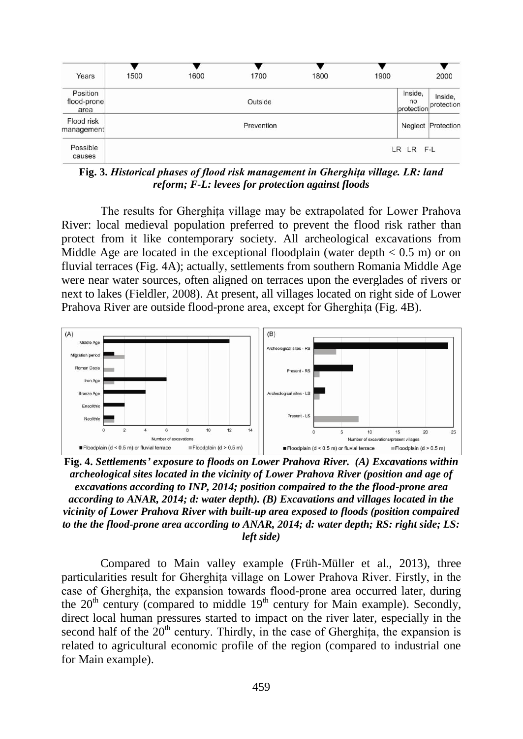| Years | 1500 | 1600 | 1700 | 1800 | 1900 | | 2000 |
|---|---|---|---|---|---|---|---|
| Position flood-prone area | | | Outside | | | Inside, no protection | Inside, protection |
| Flood risk management | | | Prevention | | | Neglect | Protection |
| Possible causes | | | | | | LR LR | F-L |

**Fig. 3.** ***Historical phases of flood risk management in Gherghița village. LR: land reform; F-L: levees for protection against floods***

The results for Gherghița village may be extrapolated for Lower Prahova River: local medieval population preferred to prevent the flood risk rather than protect from it like contemporary society. All archeological excavations from Middle Age are located in the exceptional floodplain (water depth < 0.5 m) or on fluvial terraces (Fig. 4A); actually, settlements from southern Romania Middle Age were near water sources, often aligned on terraces upon the everglades of rivers or next to lakes (Fieldler, 2008). At present, all villages located on right side of Lower Prahova River are outside flood-prone area, except for Gherghița (Fig. 4B).

**Fig. 4.** ***Settlements' exposure to floods on Lower Prahova River. (A) Excavations within archeological sites located in the vicinity of Lower Prahova River (position and age of excavations according to INP, 2014; position compaired to the the flood-prone area according to ANAR, 2014; d: water depth). (B) Excavations and villages located in the vicinity of Lower Prahova River with built-up area exposed to floods (position compaired to the the flood-prone area according to ANAR, 2014; d: water depth; RS: right side; LS: left side)***

Compared to Main valley example (Früh-Müller et al., 2013), three particularities result for Gherghița village on Lower Prahova River. Firstly, in the case of Gherghița, the expansion towards flood-prone area occurred later, during the 20th century (compared to middle 19th century for Main example). Secondly, direct local human pressures started to impact on the river later, especially in the second half of the 20th century. Thirdly, in the case of Gherghița, the expansion is related to agricultural economic profile of the region (compared to industrial one for Main example).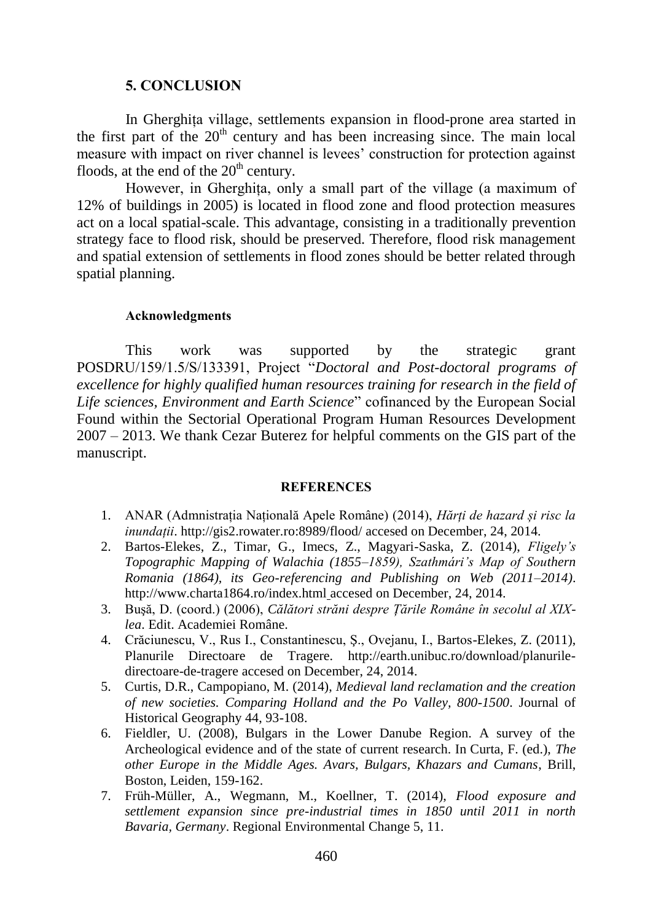## 5. CONCLUSION

In Gherghița village, settlements expansion in flood-prone area started in the first part of the 20th century and has been increasing since. The main local measure with impact on river channel is levees' construction for protection against floods, at the end of the 20th century.

However, in Gherghița, only a small part of the village (a maximum of 12% of buildings in 2005) is located in flood zone and flood protection measures act on a local spatial-scale. This advantage, consisting in a traditionally prevention strategy face to flood risk, should be preserved. Therefore, flood risk management and spatial extension of settlements in flood zones should be better related through spatial planning.

#### Acknowledgments

This work was supported by the strategic grant POSDRU/159/1.5/S/133391, Project "*Doctoral and Post-doctoral programs of excellence for highly qualified human resources training for research in the field of Life sciences, Environment and Earth Science*" cofinanced by the European Social Found within the Sectorial Operational Program Human Resources Development 2007 – 2013. We thank Cezar Buterez for helpful comments on the GIS part of the manuscript.

### REFERENCES

1. ANAR (Admnistrația Națională Apele Române) (2014), *Hărți de hazard și risc la inundații*. http://gis2.rowater.ro:8989/flood/ accesed on December, 24, 2014.
2. Bartos-Elekes, Z., Timar, G., Imecs, Z., Magyari-Saska, Z. (2014), *Fligely's Topographic Mapping of Walachia (1855–1859), Szathmári's Map of Southern Romania (1864), its Geo-referencing and Publishing on Web (2011–2014)*. http://www.charta1864.ro/index.html accesed on December, 24, 2014.
3. Buşă, D. (coord.) (2006), *Călători străni despre Țările Române în secolul al XIX-lea*. Edit. Academiei Române.
4. Crăciunescu, V., Rus I., Constantinescu, Ș., Ovejanu, I., Bartos-Elekes, Z. (2011), Planurile Directoare de Tragere. http://earth.unibuc.ro/download/planurile-directoare-de-tragere accesed on December, 24, 2014.
5. Curtis, D.R., Campopiano, M. (2014), *Medieval land reclamation and the creation of new societies. Comparing Holland and the Po Valley, 800-1500*. Journal of Historical Geography 44, 93-108.
6. Fieldler, U. (2008), Bulgars in the Lower Danube Region. A survey of the Archeological evidence and of the state of current research. In Curta, F. (ed.), *The other Europe in the Middle Ages. Avars, Bulgars, Khazars and Cumans*, Brill, Boston, Leiden, 159-162.
7. Früh-Müller, A., Wegmann, M., Koellner, T. (2014), *Flood exposure and settlement expansion since pre-industrial times in 1850 until 2011 in north Bavaria, Germany*. Regional Environmental Change 5, 11.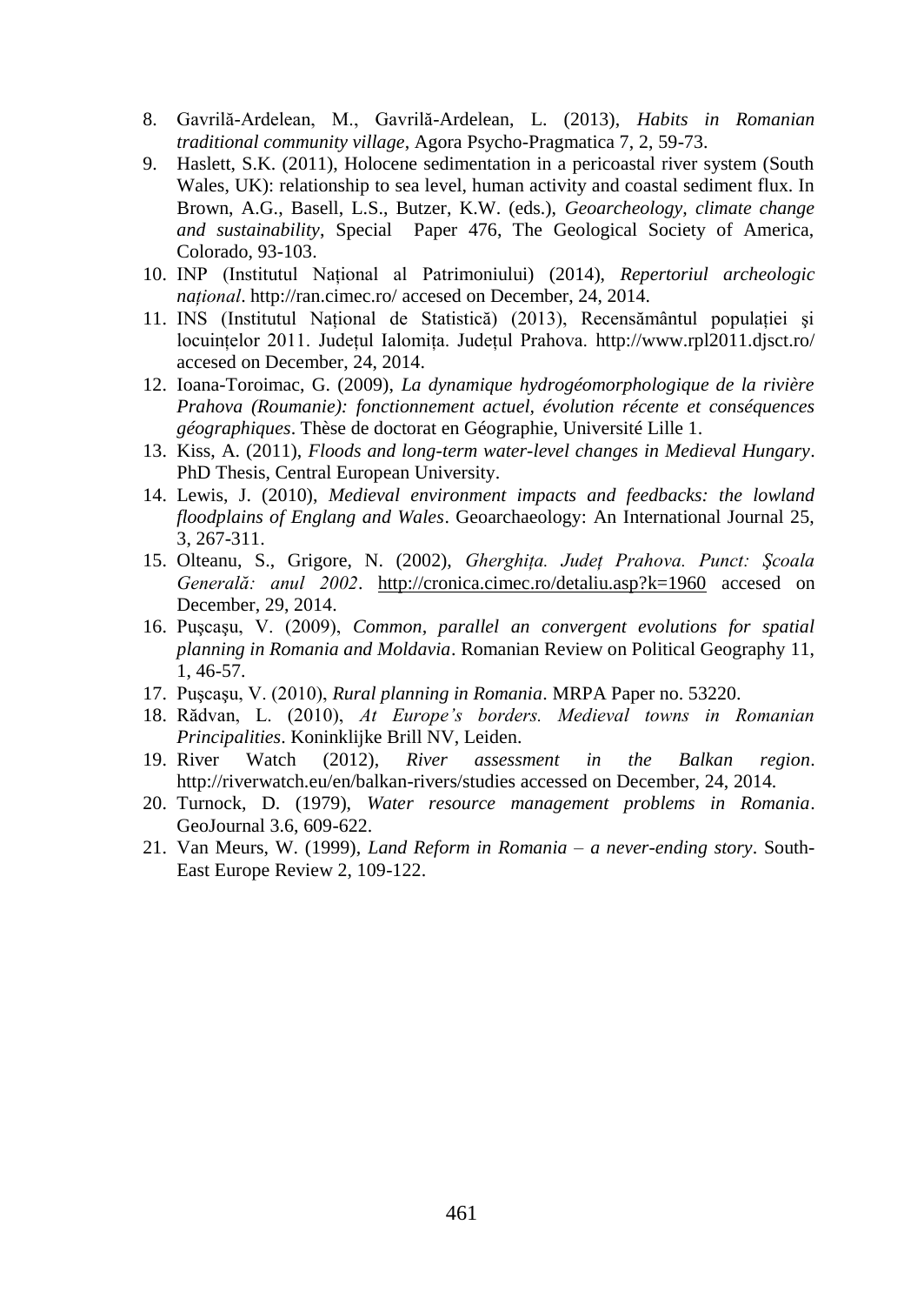8. Gavrilă-Ardelean, M., Gavrilă-Ardelean, L. (2013), *Habits in Romanian traditional community village*, Agora Psycho-Pragmatica 7, 2, 59-73.
9. Haslett, S.K. (2011), Holocene sedimentation in a pericoastal river system (South Wales, UK): relationship to sea level, human activity and coastal sediment flux. In Brown, A.G., Basell, L.S., Butzer, K.W. (eds.), *Geoarcheology, climate change and sustainability*, Special Paper 476, The Geological Society of America, Colorado, 93-103.
10. INP (Institutul Național al Patrimoniului) (2014), *Repertoriul archeologic național*. http://ran.cimec.ro/ accesed on December, 24, 2014.
11. INS (Institutul Național de Statistică) (2013), Recensământul populației și locuințelor 2011. Județul Ialomița. Județul Prahova. http://www.rpl2011.djsct.ro/ accesed on December, 24, 2014.
12. Ioana-Toroimac, G. (2009), *La dynamique hydrogéomorphologique de la rivière Prahova (Roumanie): fonctionnement actuel, évolution récente et conséquences géographiques*. Thèse de doctorat en Géographie, Université Lille 1.
13. Kiss, A. (2011), *Floods and long-term water-level changes in Medieval Hungary*. PhD Thesis, Central European University.
14. Lewis, J. (2010), *Medieval environment impacts and feedbacks: the lowland floodplains of Englang and Wales*. Geoarchaeology: An International Journal 25, 3, 267-311.
15. Olteanu, S., Grigore, N. (2002), *Gherghița. Județ Prahova. Punct: Școala Generală: anul 2002*. http://cronica.cimec.ro/detaliu.asp?k=1960 accesed on December, 29, 2014.
16. Pușcașu, V. (2009), *Common, parallel an convergent evolutions for spatial planning in Romania and Moldavia*. Romanian Review on Political Geography 11, 1, 46-57.
17. Pușcașu, V. (2010), *Rural planning in Romania*. MRPA Paper no. 53220.
18. Rădvan, L. (2010), *At Europe's borders. Medieval towns in Romanian Principalities*. Koninklijke Brill NV, Leiden.
19. River Watch (2012), *River assessment in the Balkan region*. http://riverwatch.eu/en/balkan-rivers/studies accessed on December, 24, 2014.
20. Turnock, D. (1979), *Water resource management problems in Romania*. GeoJournal 3.6, 609-622.
21. Van Meurs, W. (1999), *Land Reform in Romania – a never-ending story*. South-East Europe Review 2, 109-122.